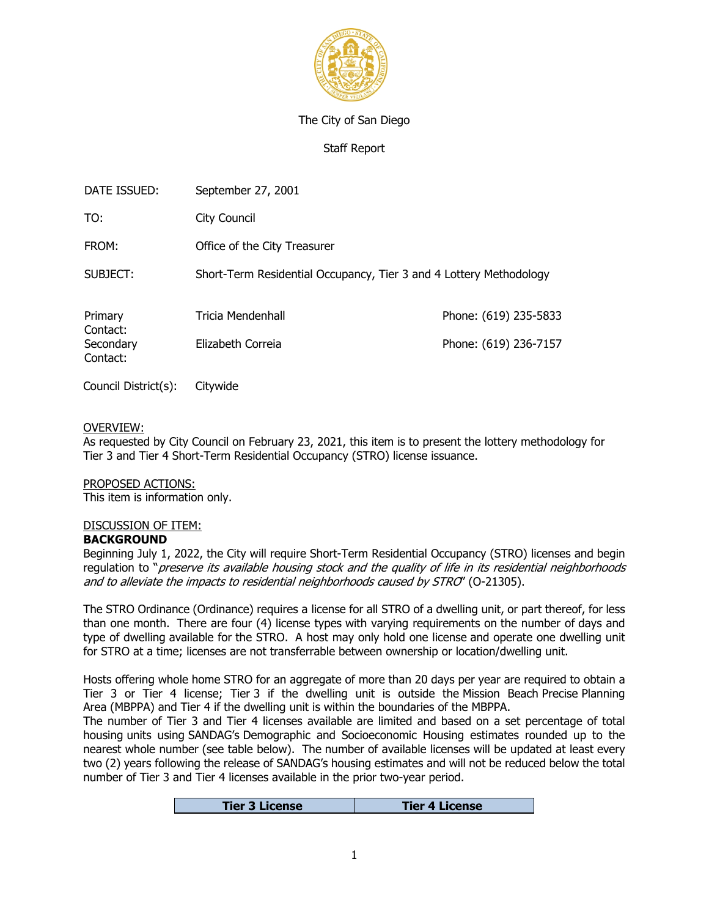The City of San Diego

Staff Report

| | | |
|---|---|---|
| DATE ISSUED: | September 27, 2001 | |
| TO: | City Council | |
| FROM: | Office of the City Treasurer | |
| SUBJECT: | Short-Term Residential Occupancy, Tier 3 and 4 Lottery Methodology | |
| Primary Contact: | Tricia Mendenhall | Phone: (619) 235-5833 |
| Secondary Contact: | Elizabeth Correia | Phone: (619) 236-7157 |
| Council District(s): | Citywide | |

OVERVIEW:
As requested by City Council on February 23, 2021, this item is to present the lottery methodology for Tier 3 and Tier 4 Short-Term Residential Occupancy (STRO) license issuance.

PROPOSED ACTIONS:
This item is information only.

DISCUSSION OF ITEM:

**BACKGROUND**

Beginning July 1, 2022, the City will require Short-Term Residential Occupancy (STRO) licenses and begin regulation to "*preserve its available housing stock and the quality of life in its residential neighborhoods and to alleviate the impacts to residential neighborhoods caused by STRO*" (O-21305).

The STRO Ordinance (Ordinance) requires a license for all STRO of a dwelling unit, or part thereof, for less than one month. There are four (4) license types with varying requirements on the number of days and type of dwelling available for the STRO. A host may only hold one license and operate one dwelling unit for STRO at a time; licenses are not transferrable between ownership or location/dwelling unit.

Hosts offering whole home STRO for an aggregate of more than 20 days per year are required to obtain a Tier 3 or Tier 4 license; Tier 3 if the dwelling unit is outside the Mission Beach Precise Planning Area (MBPPA) and Tier 4 if the dwelling unit is within the boundaries of the MBPPA.
The number of Tier 3 and Tier 4 licenses available are limited and based on a set percentage of total housing units using SANDAG's Demographic and Socioeconomic Housing estimates rounded up to the nearest whole number (see table below). The number of available licenses will be updated at least every two (2) years following the release of SANDAG's housing estimates and will not be reduced below the total number of Tier 3 and Tier 4 licenses available in the prior two-year period.

| Tier 3 License | Tier 4 License |
|---|---|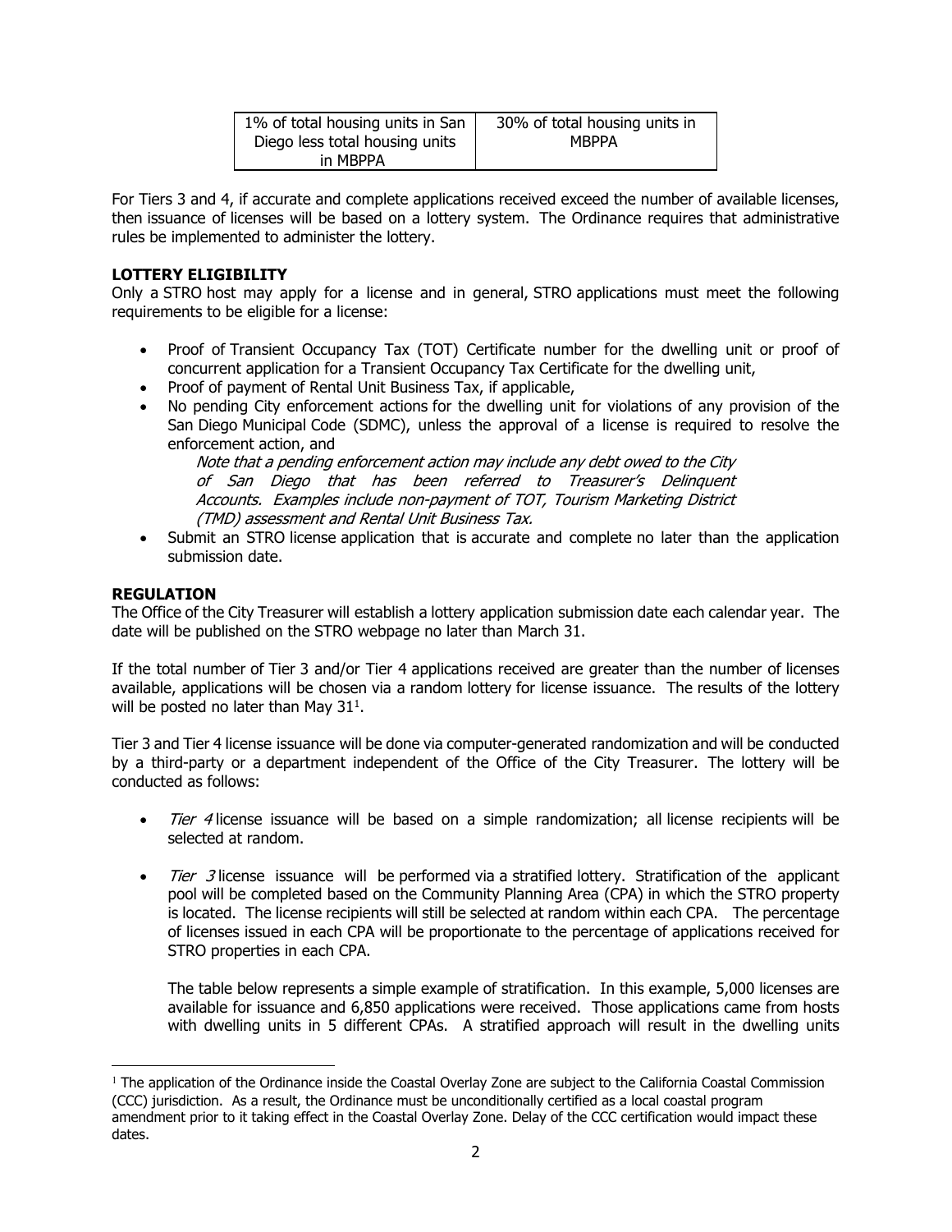| 1% of total housing units in San Diego less total housing units in MBPPA | 30% of total housing units in MBPPA |
|---|---|

For Tiers 3 and 4, if accurate and complete applications received exceed the number of available licenses, then issuance of licenses will be based on a lottery system. The Ordinance requires that administrative rules be implemented to administer the lottery.

**LOTTERY ELIGIBILITY**

Only a STRO host may apply for a license and in general, STRO applications must meet the following requirements to be eligible for a license:

- Proof of Transient Occupancy Tax (TOT) Certificate number for the dwelling unit or proof of concurrent application for a Transient Occupancy Tax Certificate for the dwelling unit,
- Proof of payment of Rental Unit Business Tax, if applicable,
- No pending City enforcement actions for the dwelling unit for violations of any provision of the San Diego Municipal Code (SDMC), unless the approval of a license is required to resolve the enforcement action, and

  *Note that a pending enforcement action may include any debt owed to the City of San Diego that has been referred to Treasurer's Delinquent Accounts. Examples include non-payment of TOT, Tourism Marketing District (TMD) assessment and Rental Unit Business Tax.*
- Submit an STRO license application that is accurate and complete no later than the application submission date.

**REGULATION**

The Office of the City Treasurer will establish a lottery application submission date each calendar year. The date will be published on the STRO webpage no later than March 31.

If the total number of Tier 3 and/or Tier 4 applications received are greater than the number of licenses available, applications will be chosen via a random lottery for license issuance. The results of the lottery will be posted no later than May 31[1].

Tier 3 and Tier 4 license issuance will be done via computer-generated randomization and will be conducted by a third-party or a department independent of the Office of the City Treasurer. The lottery will be conducted as follows:

- *Tier 4* license issuance will be based on a simple randomization; all license recipients will be selected at random.
- *Tier 3* license issuance will be performed via a stratified lottery. Stratification of the applicant pool will be completed based on the Community Planning Area (CPA) in which the STRO property is located. The license recipients will still be selected at random within each CPA. The percentage of licenses issued in each CPA will be proportionate to the percentage of applications received for STRO properties in each CPA.

  The table below represents a simple example of stratification. In this example, 5,000 licenses are available for issuance and 6,850 applications were received. Those applications came from hosts with dwelling units in 5 different CPAs. A stratified approach will result in the dwelling units

[1] The application of the Ordinance inside the Coastal Overlay Zone are subject to the California Coastal Commission (CCC) jurisdiction. As a result, the Ordinance must be unconditionally certified as a local coastal program amendment prior to it taking effect in the Coastal Overlay Zone. Delay of the CCC certification would impact these dates.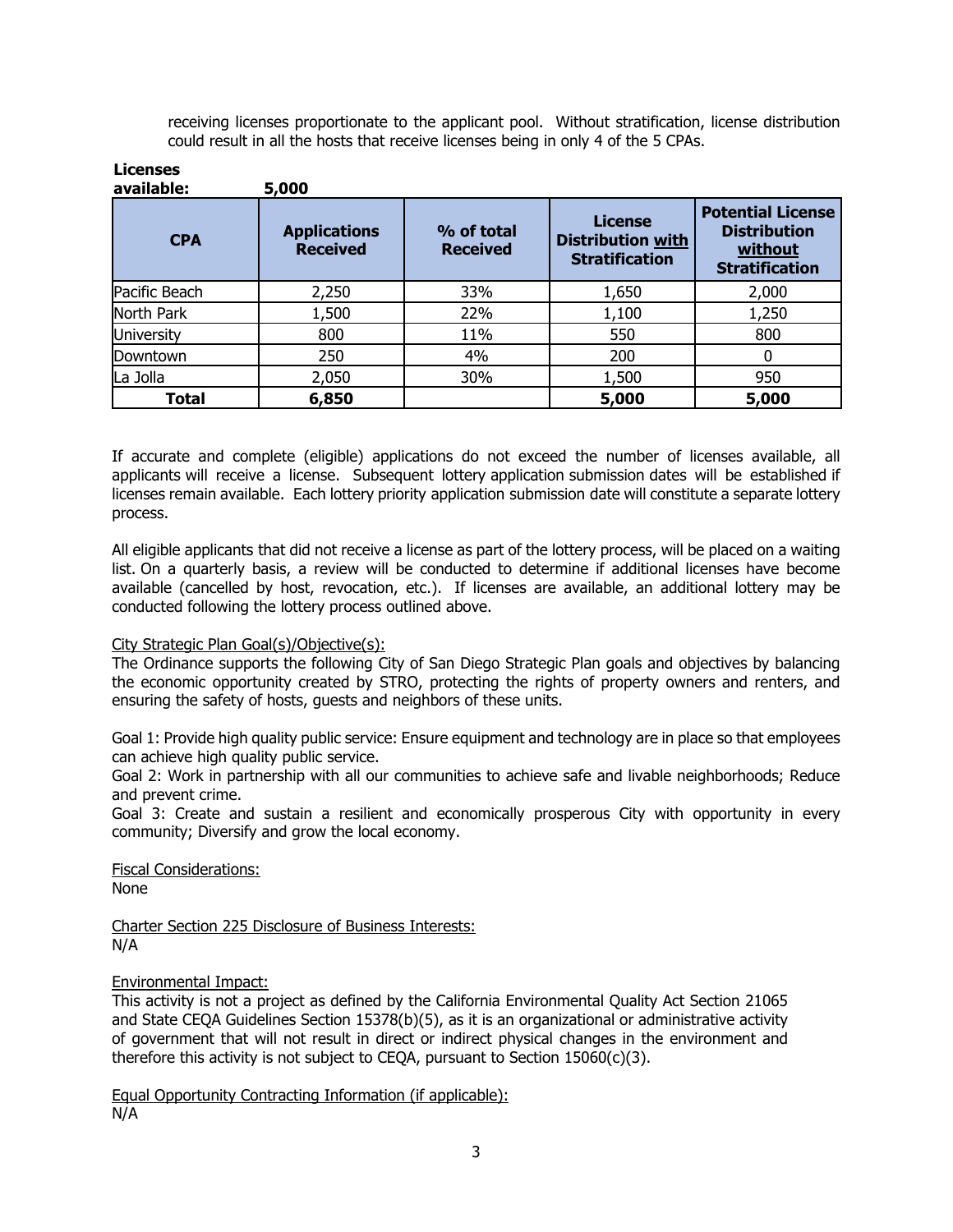receiving licenses proportionate to the applicant pool. Without stratification, license distribution could result in all the hosts that receive licenses being in only 4 of the 5 CPAs.

**Licenses available:** **5,000**

| CPA | Applications Received | % of total Received | License Distribution <u>with</u> Stratification | Potential License Distribution <u>without</u> Stratification |
|---|---|---|---|---|
| Pacific Beach | 2,250 | 33% | 1,650 | 2,000 |
| North Park | 1,500 | 22% | 1,100 | 1,250 |
| University | 800 | 11% | 550 | 800 |
| Downtown | 250 | 4% | 200 | 0 |
| La Jolla | 2,050 | 30% | 1,500 | 950 |
| **Total** | **6,850** | | **5,000** | **5,000** |

If accurate and complete (eligible) applications do not exceed the number of licenses available, all applicants will receive a license. Subsequent lottery application submission dates will be established if licenses remain available. Each lottery priority application submission date will constitute a separate lottery process.

All eligible applicants that did not receive a license as part of the lottery process, will be placed on a waiting list. On a quarterly basis, a review will be conducted to determine if additional licenses have become available (cancelled by host, revocation, etc.). If licenses are available, an additional lottery may be conducted following the lottery process outlined above.

<u>City Strategic Plan Goal(s)/Objective(s):</u>
The Ordinance supports the following City of San Diego Strategic Plan goals and objectives by balancing the economic opportunity created by STRO, protecting the rights of property owners and renters, and ensuring the safety of hosts, guests and neighbors of these units.

Goal 1: Provide high quality public service: Ensure equipment and technology are in place so that employees can achieve high quality public service.
Goal 2: Work in partnership with all our communities to achieve safe and livable neighborhoods; Reduce and prevent crime.
Goal 3: Create and sustain a resilient and economically prosperous City with opportunity in every community; Diversify and grow the local economy.

<u>Fiscal Considerations:</u>
None

<u>Charter Section 225 Disclosure of Business Interests:</u>
N/A

<u>Environmental Impact:</u>
This activity is not a project as defined by the California Environmental Quality Act Section 21065 and State CEQA Guidelines Section 15378(b)(5), as it is an organizational or administrative activity of government that will not result in direct or indirect physical changes in the environment and therefore this activity is not subject to CEQA, pursuant to Section 15060(c)(3).

<u>Equal Opportunity Contracting Information (if applicable):</u>
N/A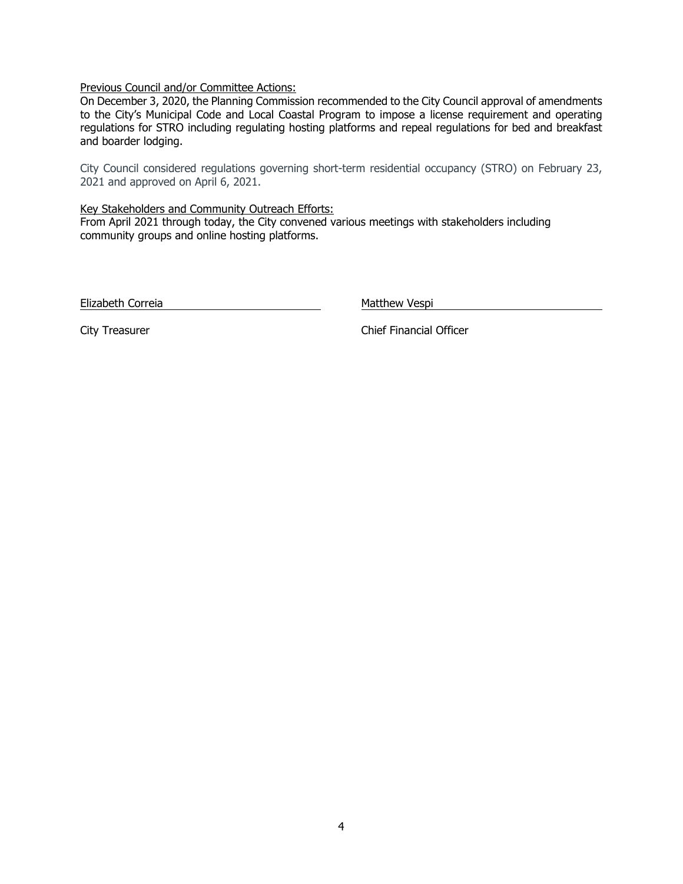Previous Council and/or Committee Actions:

On December 3, 2020, the Planning Commission recommended to the City Council approval of amendments to the City's Municipal Code and Local Coastal Program to impose a license requirement and operating regulations for STRO including regulating hosting platforms and repeal regulations for bed and breakfast and boarder lodging.

City Council considered regulations governing short-term residential occupancy (STRO) on February 23, 2021 and approved on April 6, 2021.

Key Stakeholders and Community Outreach Efforts:

From April 2021 through today, the City convened various meetings with stakeholders including community groups and online hosting platforms.

Elizabeth Correia

City Treasurer

Matthew Vespi

Chief Financial Officer